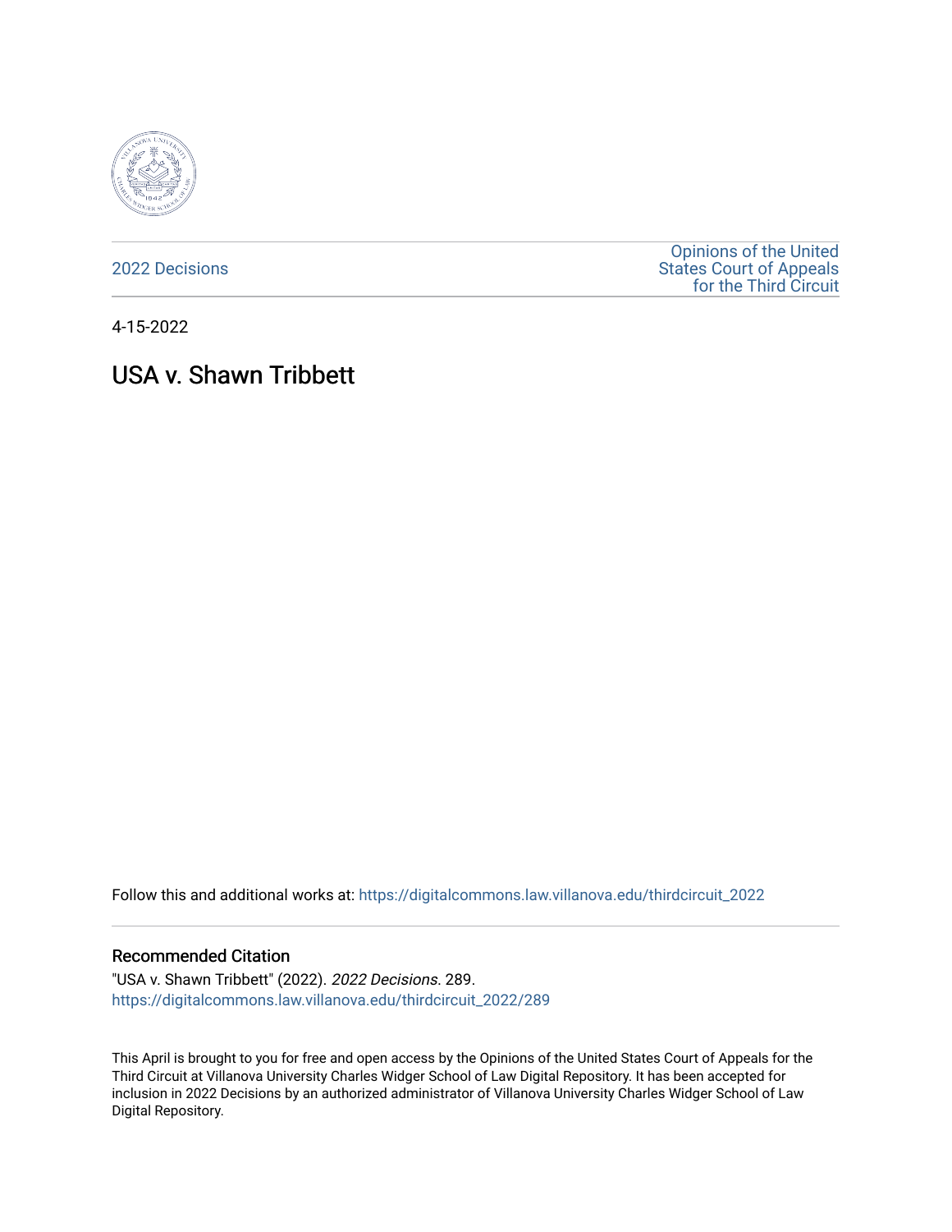2022 Decisions

Opinions of the United States Court of Appeals for the Third Circuit

4-15-2022

# USA v. Shawn Tribbett

Follow this and additional works at: https://digitalcommons.law.villanova.edu/thirdcircuit_2022

## Recommended Citation

"USA v. Shawn Tribbett" (2022). *2022 Decisions*. 289.
https://digitalcommons.law.villanova.edu/thirdcircuit_2022/289

This April is brought to you for free and open access by the Opinions of the United States Court of Appeals for the Third Circuit at Villanova University Charles Widger School of Law Digital Repository. It has been accepted for inclusion in 2022 Decisions by an authorized administrator of Villanova University Charles Widger School of Law Digital Repository.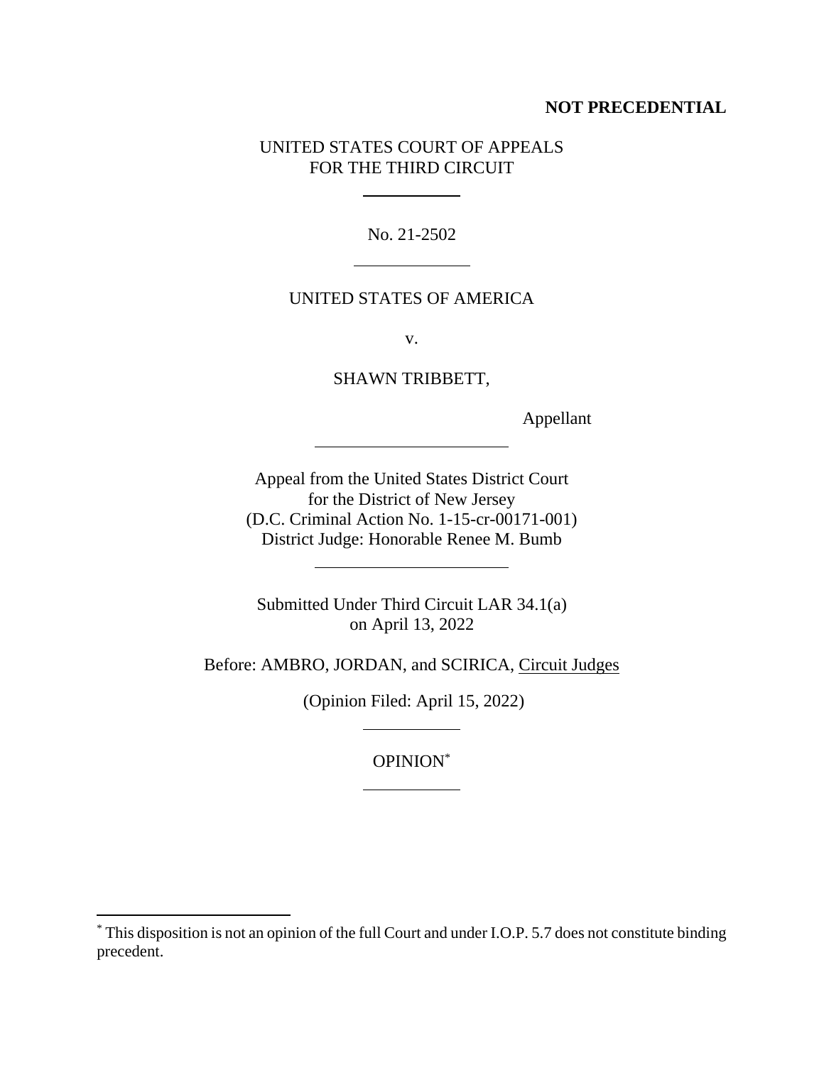**NOT PRECEDENTIAL**

UNITED STATES COURT OF APPEALS
FOR THE THIRD CIRCUIT

---

No. 21-2502

---

UNITED STATES OF AMERICA

v.

SHAWN TRIBBETT,

Appellant

---

Appeal from the United States District Court
for the District of New Jersey
(D.C. Criminal Action No. 1-15-cr-00171-001)
District Judge: Honorable Renee M. Bumb

---

Submitted Under Third Circuit LAR 34.1(a)
on April 13, 2022

Before: AMBRO, JORDAN, and SCIRICA, Circuit Judges

(Opinion Filed: April 15, 2022)

---

OPINION*

---

\* This disposition is not an opinion of the full Court and under I.O.P. 5.7 does not constitute binding precedent.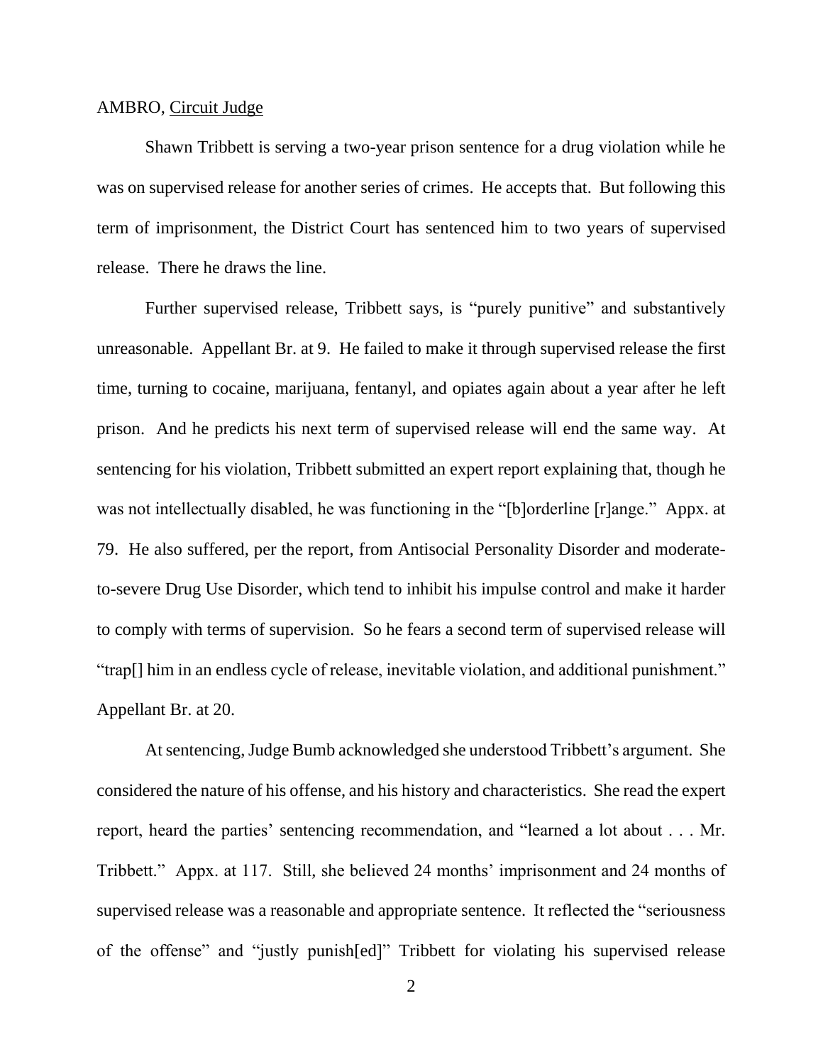AMBRO, Circuit Judge

Shawn Tribbett is serving a two-year prison sentence for a drug violation while he was on supervised release for another series of crimes. He accepts that. But following this term of imprisonment, the District Court has sentenced him to two years of supervised release. There he draws the line.

Further supervised release, Tribbett says, is "purely punitive" and substantively unreasonable. Appellant Br. at 9. He failed to make it through supervised release the first time, turning to cocaine, marijuana, fentanyl, and opiates again about a year after he left prison. And he predicts his next term of supervised release will end the same way. At sentencing for his violation, Tribbett submitted an expert report explaining that, though he was not intellectually disabled, he was functioning in the "[b]orderline [r]ange." Appx. at 79. He also suffered, per the report, from Antisocial Personality Disorder and moderate-to-severe Drug Use Disorder, which tend to inhibit his impulse control and make it harder to comply with terms of supervision. So he fears a second term of supervised release will "trap[] him in an endless cycle of release, inevitable violation, and additional punishment." Appellant Br. at 20.

At sentencing, Judge Bumb acknowledged she understood Tribbett's argument. She considered the nature of his offense, and his history and characteristics. She read the expert report, heard the parties' sentencing recommendation, and "learned a lot about . . . Mr. Tribbett." Appx. at 117. Still, she believed 24 months' imprisonment and 24 months of supervised release was a reasonable and appropriate sentence. It reflected the "seriousness of the offense" and "justly punish[ed]" Tribbett for violating his supervised release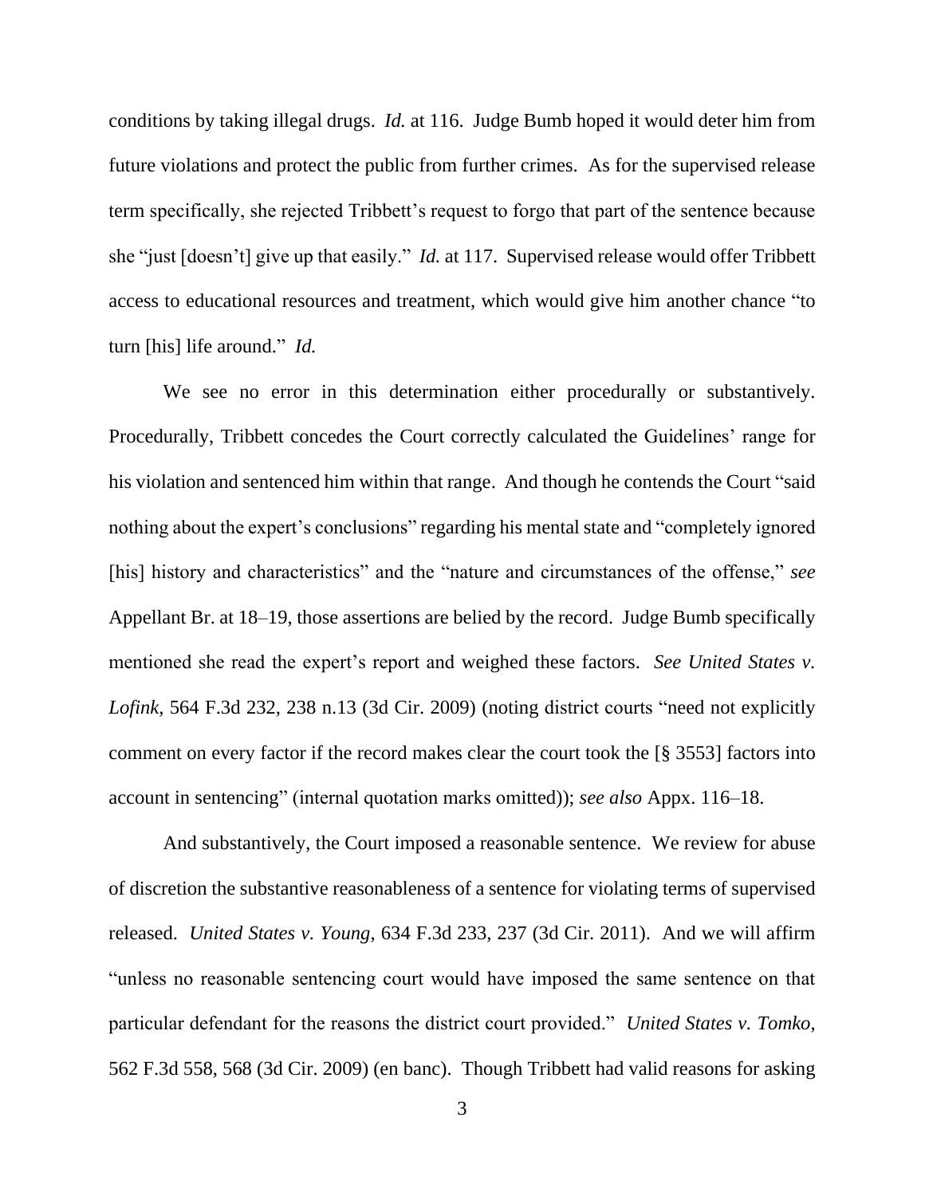conditions by taking illegal drugs. *Id.* at 116. Judge Bumb hoped it would deter him from future violations and protect the public from further crimes. As for the supervised release term specifically, she rejected Tribbett's request to forgo that part of the sentence because she "just [doesn't] give up that easily." *Id.* at 117. Supervised release would offer Tribbett access to educational resources and treatment, which would give him another chance "to turn [his] life around." *Id.*

We see no error in this determination either procedurally or substantively. Procedurally, Tribbett concedes the Court correctly calculated the Guidelines' range for his violation and sentenced him within that range. And though he contends the Court "said nothing about the expert's conclusions" regarding his mental state and "completely ignored [his] history and characteristics" and the "nature and circumstances of the offense," *see* Appellant Br. at 18–19, those assertions are belied by the record. Judge Bumb specifically mentioned she read the expert's report and weighed these factors. *See United States v. Lofink*, 564 F.3d 232, 238 n.13 (3d Cir. 2009) (noting district courts "need not explicitly comment on every factor if the record makes clear the court took the [§ 3553] factors into account in sentencing" (internal quotation marks omitted)); *see also* Appx. 116–18.

And substantively, the Court imposed a reasonable sentence. We review for abuse of discretion the substantive reasonableness of a sentence for violating terms of supervised released. *United States v. Young*, 634 F.3d 233, 237 (3d Cir. 2011). And we will affirm "unless no reasonable sentencing court would have imposed the same sentence on that particular defendant for the reasons the district court provided." *United States v. Tomko*, 562 F.3d 558, 568 (3d Cir. 2009) (en banc). Though Tribbett had valid reasons for asking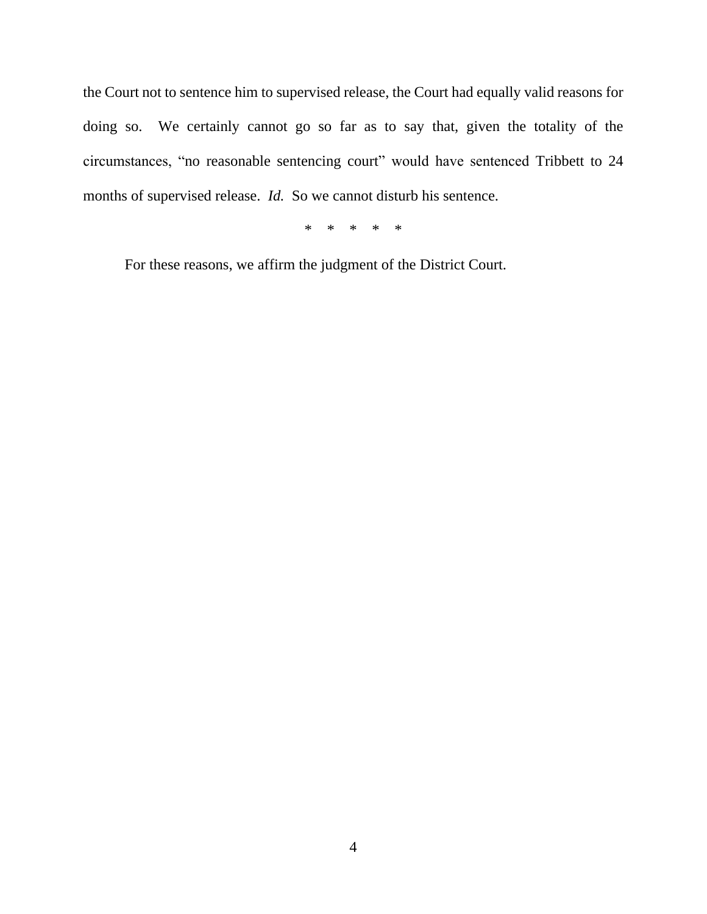the Court not to sentence him to supervised release, the Court had equally valid reasons for doing so. We certainly cannot go so far as to say that, given the totality of the circumstances, "no reasonable sentencing court" would have sentenced Tribbett to 24 months of supervised release. *Id.* So we cannot disturb his sentence.

\* \* \* \* \*

For these reasons, we affirm the judgment of the District Court.